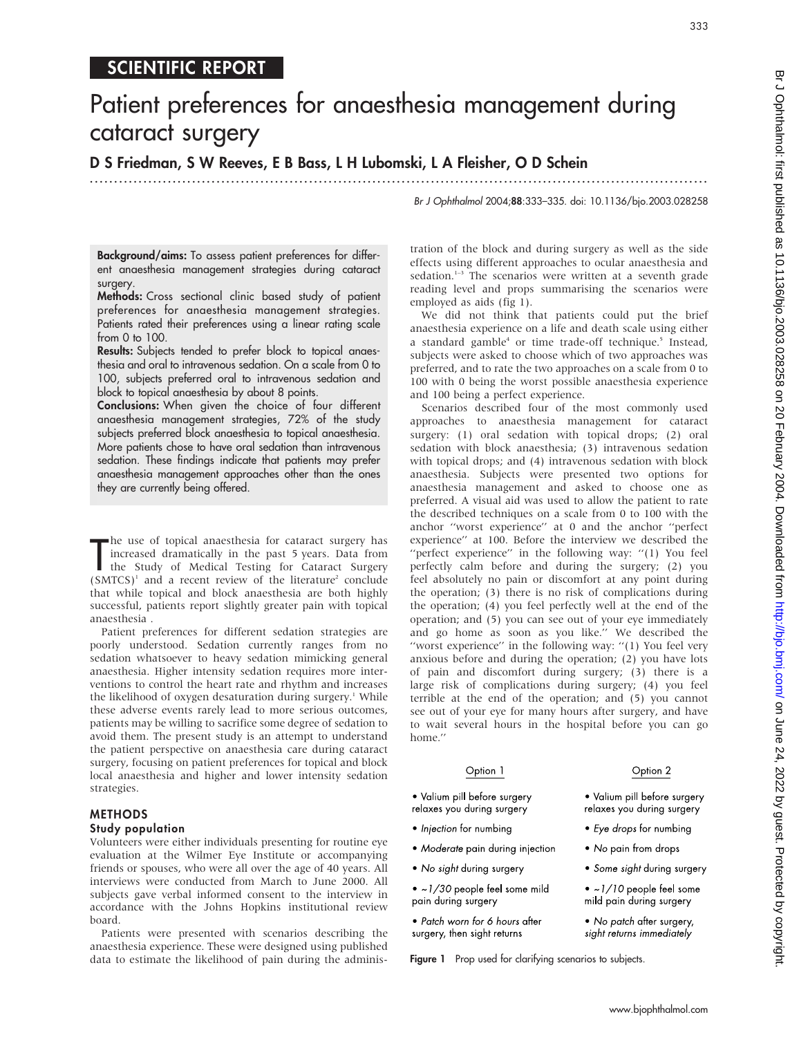SCIENTIFIC REPORT

# Patient preferences for anaesthesia management during cataract surgery

**D S Friedman, S W Reeves, E B Bass, L H Lubomski, L A Fleisher, O D Schein**

Br J Ophthalmol 2004;88:333–335. doi: 10.1136/bjo.2003.028258

**Background/aims:** To assess patient preferences for different anaesthesia management strategies during cataract surgery.

**Methods:** Cross sectional clinic based study of patient preferences for anaesthesia management strategies. Patients rated their preferences using a linear rating scale from 0 to 100.

**Results:** Subjects tended to prefer block to topical anaesthesia and oral to intravenous sedation. On a scale from 0 to 100, subjects preferred oral to intravenous sedation and block to topical anaesthesia by about 8 points.

**Conclusions:** When given the choice of four different anaesthesia management strategies, 72% of the study subjects preferred block anaesthesia to topical anaesthesia. More patients chose to have oral sedation than intravenous sedation. These findings indicate that patients may prefer anaesthesia management approaches other than the ones they are currently being offered.

The use of topical anaesthesia for cataract surgery has increased dramatically in the past 5 years. Data from the Study of Medical Testing for Cataract Surgery (SMTCS)[1] and a recent review of the literature[2] conclude that while topical and block anaesthesia are both highly successful, patients report slightly greater pain with topical anaesthesia .

Patient preferences for different sedation strategies are poorly understood. Sedation currently ranges from no sedation whatsoever to heavy sedation mimicking general anaesthesia. Higher intensity sedation requires more interventions to control the heart rate and rhythm and increases the likelihood of oxygen desaturation during surgery.[1] While these adverse events rarely lead to more serious outcomes, patients may be willing to sacrifice some degree of sedation to avoid them. The present study is an attempt to understand the patient perspective on anaesthesia care during cataract surgery, focusing on patient preferences for topical and block local anaesthesia and higher and lower intensity sedation strategies.

## METHODS

### Study population

Volunteers were either individuals presenting for routine eye evaluation at the Wilmer Eye Institute or accompanying friends or spouses, who were all over the age of 40 years. All interviews were conducted from March to June 2000. All subjects gave verbal informed consent to the interview in accordance with the Johns Hopkins institutional review board.

Patients were presented with scenarios describing the anaesthesia experience. These were designed using published data to estimate the likelihood of pain during the administration of the block and during surgery as well as the side effects using different approaches to ocular anaesthesia and sedation.[1–3] The scenarios were written at a seventh grade reading level and props summarising the scenarios were employed as aids (fig 1).

We did not think that patients could put the brief anaesthesia experience on a life and death scale using either a standard gamble[4] or time trade-off technique.[5] Instead, subjects were asked to choose which of two approaches was preferred, and to rate the two approaches on a scale from 0 to 100 with 0 being the worst possible anaesthesia experience and 100 being a perfect experience.

Scenarios described four of the most commonly used approaches to anaesthesia management for cataract surgery: (1) oral sedation with topical drops; (2) oral sedation with block anaesthesia; (3) intravenous sedation with topical drops; and (4) intravenous sedation with block anaesthesia. Subjects were presented two options for anaesthesia management and asked to choose one as preferred. A visual aid was used to allow the patient to rate the described techniques on a scale from 0 to 100 with the anchor "worst experience" at 0 and the anchor "perfect experience" at 100. Before the interview we described the "perfect experience" in the following way: "(1) You feel perfectly calm before and during the surgery; (2) you feel absolutely no pain or discomfort at any point during the operation; (3) there is no risk of complications during the operation; (4) you feel perfectly well at the end of the operation; and (5) you can see out of your eye immediately and go home as soon as you like." We described the "worst experience" in the following way: "(1) You feel very anxious before and during the operation; (2) you have lots of pain and discomfort during surgery; (3) there is a large risk of complications during surgery; (4) you feel terrible at the end of the operation; and (5) you cannot see out of your eye for many hours after surgery, and have to wait several hours in the hospital before you can go home."

| Option 1 | Option 2 |
|---|---|
| • Valium pill before surgery relaxes you during surgery | • Valium pill before surgery relaxes you during surgery |
| • *Injection* for numbing | • *Eye drops* for numbing |
| • *Moderate* pain during injection | • *No* pain from drops |
| • *No sight* during surgery | • *Some sight* during surgery |
| • ~*1/30* people feel some mild pain during surgery | • ~*1/10* people feel some mild pain during surgery |
| • *Patch* worn for 6 hours after surgery, then sight returns | • *No patch* after surgery, sight returns immediately |

**Figure 1** Prop used for clarifying scenarios to subjects.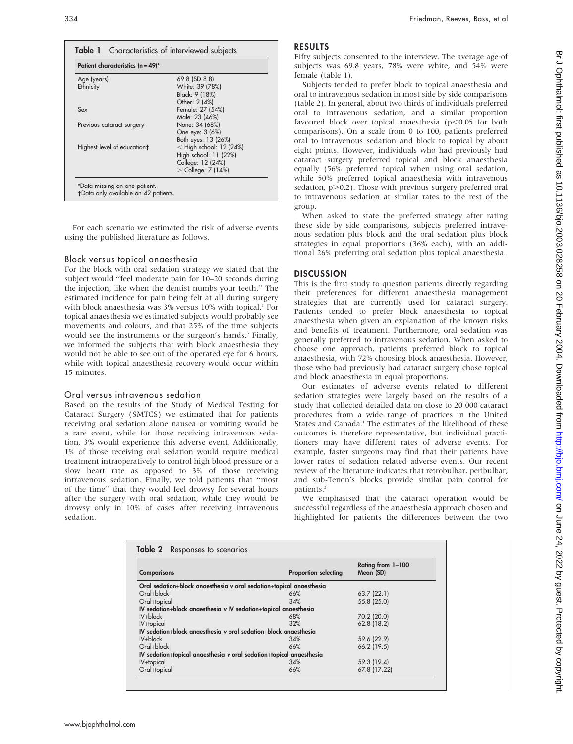**Table 1** Characteristics of interviewed subjects

| Patient characteristics (n = 49)* | |
|---|---|
| Age (years) | 69.8 (SD 8.8) |
| Ethnicity | White: 39 (78%) |
| | Black: 9 (18%) |
| | Other: 2 (4%) |
| Sex | Female: 27 (54%) |
| | Male: 23 (46%) |
| Previous cataract surgery | None: 34 (68%) |
| | One eye: 3 (6%) |
| | Both eyes: 13 (26%) |
| Highest level of education† | < High school: 12 (24%) |
| | High school: 11 (22%) |
| | College: 12 (24%) |
| | > College: 7 (14%) |

*Data missing on one patient.
†Data only available on 42 patients.

For each scenario we estimated the risk of adverse events using the published literature as follows.

### Block versus topical anaesthesia

For the block with oral sedation strategy we stated that the subject would "feel moderate pain for 10–20 seconds during the injection, like when the dentist numbs your teeth." The estimated incidence for pain being felt at all during surgery with block anaesthesia was 3% versus 10% with topical.[1] For topical anaesthesia we estimated subjects would probably see movements and colours, and that 25% of the time subjects would see the instruments or the surgeon's hands.[3] Finally, we informed the subjects that with block anaesthesia they would not be able to see out of the operated eye for 6 hours, while with topical anaesthesia recovery would occur within 15 minutes.

### Oral versus intravenous sedation

Based on the results of the Study of Medical Testing for Cataract Surgery (SMTCS) we estimated that for patients receiving oral sedation alone nausea or vomiting would be a rare event, while for those receiving intravenous sedation, 3% would experience this adverse event. Additionally, 1% of those receiving oral sedation would require medical treatment intraoperatively to control high blood pressure or a slow heart rate as opposed to 3% of those receiving intravenous sedation. Finally, we told patients that "most of the time" that they would feel drowsy for several hours after the surgery with oral sedation, while they would be drowsy only in 10% of cases after receiving intravenous sedation.

## RESULTS

Fifty subjects consented to the interview. The average age of subjects was 69.8 years, 78% were white, and 54% were female (table 1).

Subjects tended to prefer block to topical anaesthesia and oral to intravenous sedation in most side by side comparisons (table 2). In general, about two thirds of individuals preferred oral to intravenous sedation, and a similar proportion favoured block over topical anaesthesia ($p<0.05$ for both comparisons). On a scale from 0 to 100, patients preferred oral to intravenous sedation and block to topical by about eight points. However, individuals who had previously had cataract surgery preferred topical and block anaesthesia equally (56% preferred topical when using oral sedation, while 50% preferred topical anaesthesia with intravenous sedation, $p>0.2$). Those with previous surgery preferred oral to intravenous sedation at similar rates to the rest of the group.

When asked to state the preferred strategy after rating these side by side comparisons, subjects preferred intravenous sedation plus block and the oral sedation plus block strategies in equal proportions (36% each), with an additional 26% preferring oral sedation plus topical anaesthesia.

## DISCUSSION

This is the first study to question patients directly regarding their preferences for different anaesthesia management strategies that are currently used for cataract surgery. Patients tended to prefer block anaesthesia to topical anaesthesia when given an explanation of the known risks and benefits of treatment. Furthermore, oral sedation was generally preferred to intravenous sedation. When asked to choose one approach, patients preferred block to topical anaesthesia, with 72% choosing block anaesthesia. However, those who had previously had cataract surgery chose topical and block anaesthesia in equal proportions.

Our estimates of adverse events related to different sedation strategies were largely based on the results of a study that collected detailed data on close to 20 000 cataract procedures from a wide range of practices in the United States and Canada.[1] The estimates of the likelihood of these outcomes is therefore representative, but individual practitioners may have different rates of adverse events. For example, faster surgeons may find that their patients have lower rates of sedation related adverse events. Our recent review of the literature indicates that retrobulbar, peribulbar, and sub-Tenon's blocks provide similar pain control for patients.[2]

We emphasised that the cataract operation would be successful regardless of the anaesthesia approach chosen and highlighted for patients the differences between the two

**Table 2** Responses to scenarios

| Comparisons | Proportion selecting | Rating from 1–100 Mean (SD) |
|---|---|---|
| **Oral sedation+block anaesthesia v oral sedation+topical anaesthesia** | | |
| Oral+block | 66% | 63.7 (22.1) |
| Oral+topical | 34% | 55.8 (25.0) |
| **IV sedation+block anaesthesia v IV sedation+topical anaesthesia** | | |
| IV+block | 68% | 70.2 (20.0) |
| IV+topical | 32% | 62.8 (18.2) |
| **IV sedation+block anaesthesia v oral sedation+block anaesthesia** | | |
| IV+block | 34% | 59.6 (22.9) |
| Oral+block | 66% | 66.2 (19.5) |
| **IV sedation+topical anaesthesia v oral sedation+topical anaesthesia** | | |
| IV+topical | 34% | 59.3 (19.4) |
| Oral+topical | 66% | 67.8 (17.22) |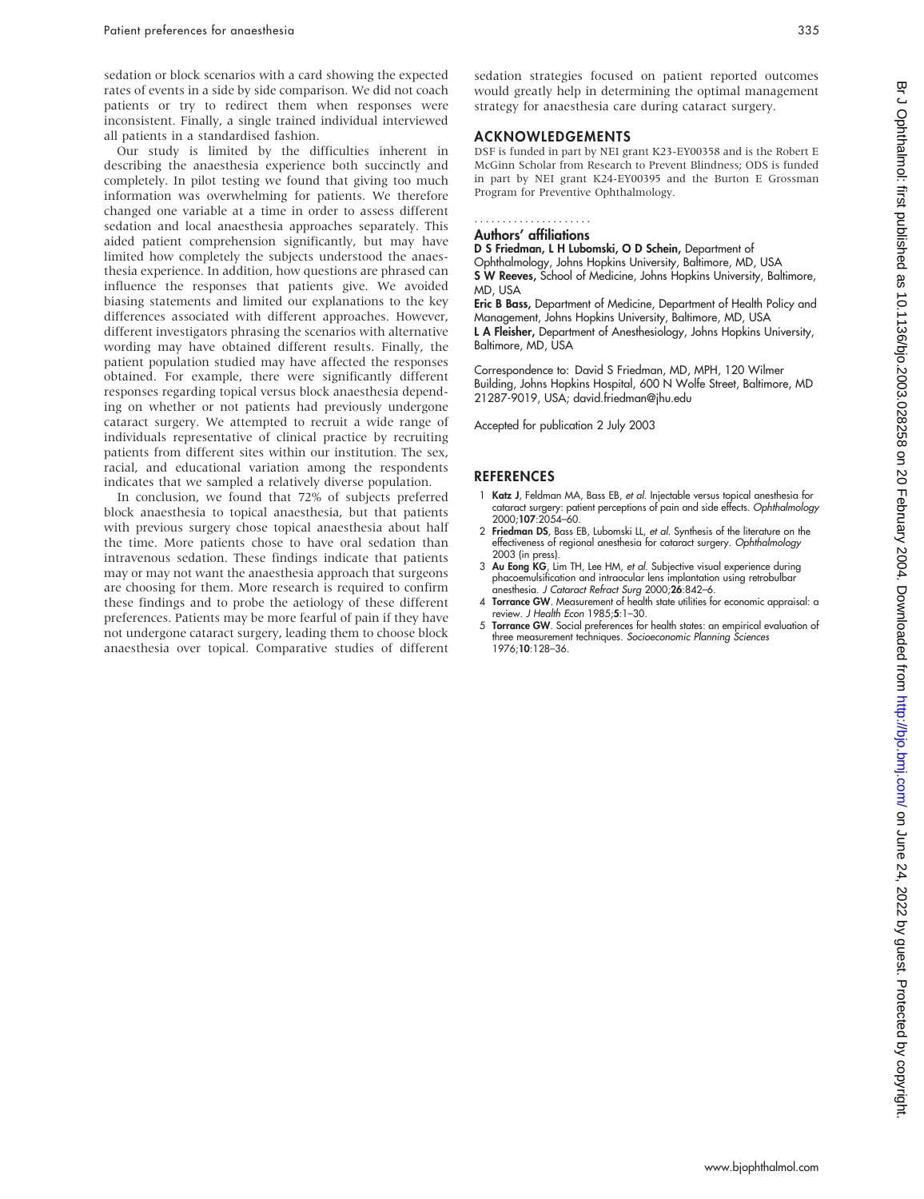sedation or block scenarios with a card showing the expected rates of events in a side by side comparison. We did not coach patients or try to redirect them when responses were inconsistent. Finally, a single trained individual interviewed all patients in a standardised fashion.

Our study is limited by the difficulties inherent in describing the anaesthesia experience both succinctly and completely. In pilot testing we found that giving too much information was overwhelming for patients. We therefore changed one variable at a time in order to assess different sedation and local anaesthesia approaches separately. This aided patient comprehension significantly, but may have limited how completely the subjects understood the anaesthesia experience. In addition, how questions are phrased can influence the responses that patients give. We avoided biasing statements and limited our explanations to the key differences associated with different approaches. However, different investigators phrasing the scenarios with alternative wording may have obtained different results. Finally, the patient population studied may have affected the responses obtained. For example, there were significantly different responses regarding topical versus block anaesthesia depending on whether or not patients had previously undergone cataract surgery. We attempted to recruit a wide range of individuals representative of clinical practice by recruiting patients from different sites within our institution. The sex, racial, and educational variation among the respondents indicates that we sampled a relatively diverse population.

In conclusion, we found that 72% of subjects preferred block anaesthesia to topical anaesthesia, but that patients with previous surgery chose topical anaesthesia about half the time. More patients chose to have oral sedation than intravenous sedation. These findings indicate that patients may or may not want the anaesthesia approach that surgeons are choosing for them. More research is required to confirm these findings and to probe the aetiology of these different preferences. Patients may be more fearful of pain if they have not undergone cataract surgery, leading them to choose block anaesthesia over topical. Comparative studies of different sedation strategies focused on patient reported outcomes would greatly help in determining the optimal management strategy for anaesthesia care during cataract surgery.

## ACKNOWLEDGEMENTS

DSF is funded in part by NEI grant K23-EY00358 and is the Robert E McGinn Scholar from Research to Prevent Blindness; ODS is funded in part by NEI grant K24-EY00395 and the Burton E Grossman Program for Preventive Ophthalmology.

### Authors' affiliations

**D S Friedman, L H Lubomski, O D Schein,** Department of Ophthalmology, Johns Hopkins University, Baltimore, MD, USA
**S W Reeves,** School of Medicine, Johns Hopkins University, Baltimore, MD, USA
**Eric B Bass,** Department of Medicine, Department of Health Policy and Management, Johns Hopkins University, Baltimore, MD, USA
**L A Fleisher,** Department of Anesthesiology, Johns Hopkins University, Baltimore, MD, USA

Correspondence to: David S Friedman, MD, MPH, 120 Wilmer Building, Johns Hopkins Hospital, 600 N Wolfe Street, Baltimore, MD 21287-9019, USA; david.friedman@jhu.edu

Accepted for publication 2 July 2003

## REFERENCES

1. **Katz J**, Feldman MA, Bass EB, *et al*. Injectable versus topical anesthesia for cataract surgery: patient perceptions of pain and side effects. *Ophthalmology* 2000;**107**:2054–60.
2. **Friedman DS**, Bass EB, Lubomski LL, *et al*. Synthesis of the literature on the effectiveness of regional anesthesia for cataract surgery. *Ophthalmology* 2003 (in press).
3. **Au Eong KG**, Lim TH, Lee HM, *et al*. Subjective visual experience during phacoemulsification and intraocular lens implantation using retrobulbar anesthesia. *J Cataract Refract Surg* 2000;**26**:842–6.
4. **Torrance GW**. Measurement of health state utilities for economic appraisal: a review. *J Health Econ* 1985;**5**:1–30.
5. **Torrance GW**. Social preferences for health states: an empirical evaluation of three measurement techniques. *Socioeconomic Planning Sciences* 1976;**10**:128–36.